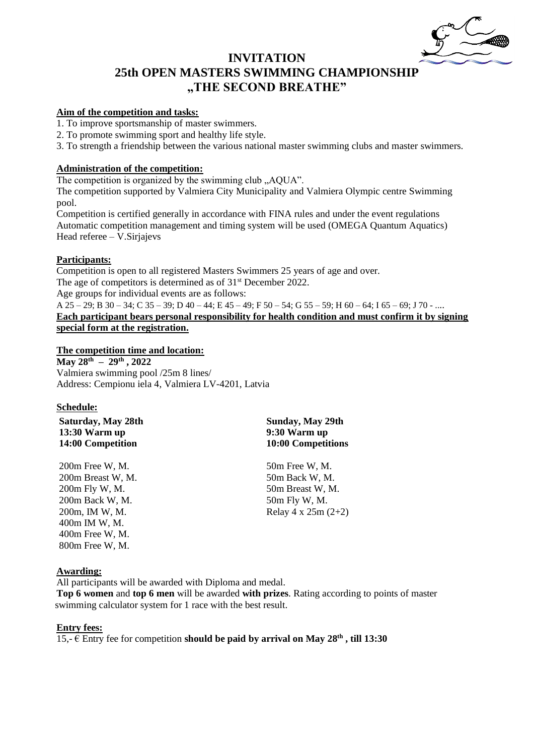# INVITATION
# 25th OPEN MASTERS SWIMMING CHAMPIONSHIP
# „THE SECOND BREATHE"

**Aim of the competition and tasks:**

1. To improve sportsmanship of master swimmers.
2. To promote swimming sport and healthy life style.
3. To strength a friendship between the various national master swimming clubs and master swimmers.

**Administration of the competition:**

The competition is organized by the swimming club „AQUA".
The competition supported by Valmiera City Municipality and Valmiera Olympic centre Swimming pool.
Competition is certified generally in accordance with FINA rules and under the event regulations
Automatic competition management and timing system will be used (OMEGA Quantum Aquatics)
Head referee – V.Sirjajevs

**Participants:**

Competition is open to all registered Masters Swimmers 25 years of age and over.
The age of competitors is determined as of 31st December 2022.
Age groups for individual events are as follows:
A 25 – 29; B 30 – 34; C 35 – 39; D 40 – 44; E 45 – 49; F 50 – 54; G 55 – 59; H 60 – 64; I 65 – 69; J 70 - ....
**Each participant bears personal responsibility for health condition and must confirm it by signing special form at the registration.**

**The competition time and location:**

**May 28th – 29th , 2022**
Valmiera swimming pool /25m 8 lines/
Address: Cempionu iela 4, Valmiera LV-4201, Latvia

**Schedule:**

**Saturday, May 28th**
**13:30 Warm up**
**14:00 Competition**

200m Free W, M.
200m Breast W, M.
200m Fly W, M.
200m Back W, M.
200m, IM W, M.
400m IM W, M.
400m Free W, M.
800m Free W, M.

**Sunday, May 29th**
**9:30 Warm up**
**10:00 Competitions**

50m Free W, M.
50m Back W, M.
50m Breast W, M.
50m Fly W, M.
Relay 4 x 25m (2+2)

**Awarding:**

All participants will be awarded with Diploma and medal.
**Top 6 women** and **top 6 men** will be awarded **with prizes**. Rating according to points of master swimming calculator system for 1 race with the best result.

**Entry fees:**

15,- € Entry fee for competition **should be paid by arrival on May 28th , till 13:30**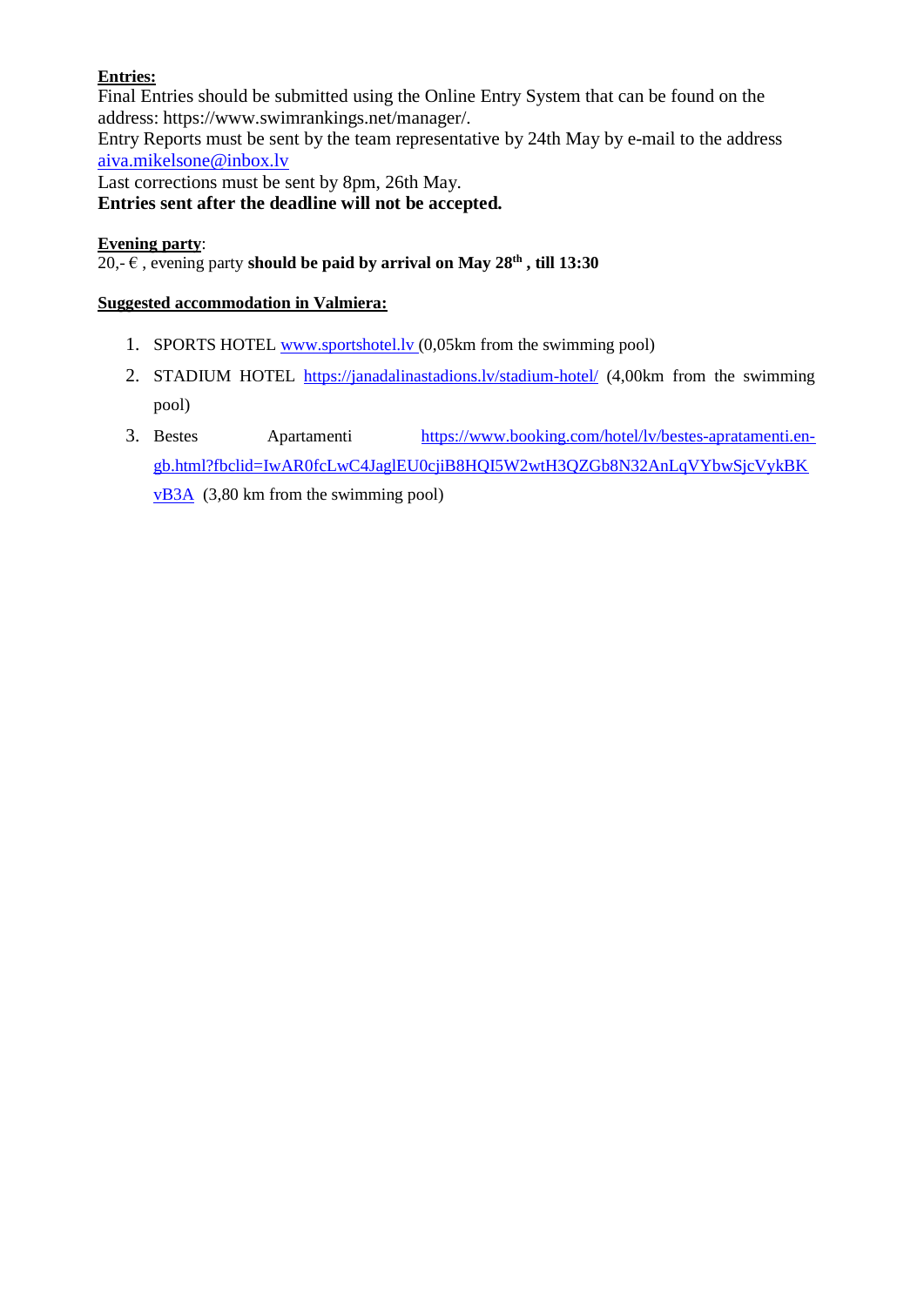**<u>Entries:</u>**
Final Entries should be submitted using the Online Entry System that can be found on the address: https://www.swimrankings.net/manager/.
Entry Reports must be sent by the team representative by 24th May by e-mail to the address aiva.mikelsone@inbox.lv
Last corrections must be sent by 8pm, 26th May.
**Entries sent after the deadline will not be accepted.**

**<u>Evening party</u>**:
20,- € , evening party **should be paid by arrival on May 28th , till 13:30**

**<u>Suggested accommodation in Valmiera:</u>**

1. SPORTS HOTEL www.sportshotel.lv (0,05km from the swimming pool)
2. STADIUM HOTEL https://janadalinastadions.lv/stadium-hotel/ (4,00km from the swimming pool)
3. Bestes Apartamenti https://www.booking.com/hotel/lv/bestes-apratamenti.en-gb.html?fbclid=IwAR0fcLwC4JaglEU0cjiB8HQI5W2wtH3QZGb8N32AnLqVYbwSjcVykBKvB3A (3,80 km from the swimming pool)